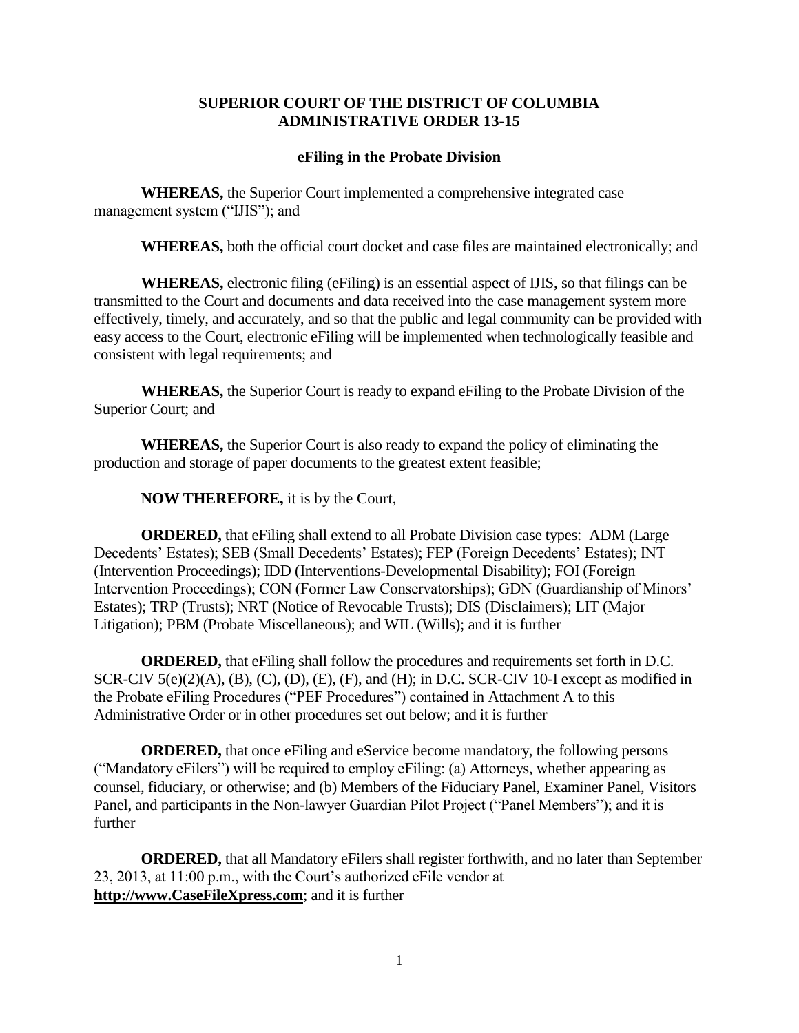# SUPERIOR COURT OF THE DISTRICT OF COLUMBIA
# ADMINISTRATIVE ORDER 13-15

## eFiling in the Probate Division

**WHEREAS,** the Superior Court implemented a comprehensive integrated case management system ("IJIS"); and

**WHEREAS,** both the official court docket and case files are maintained electronically; and

**WHEREAS,** electronic filing (eFiling) is an essential aspect of IJIS, so that filings can be transmitted to the Court and documents and data received into the case management system more effectively, timely, and accurately, and so that the public and legal community can be provided with easy access to the Court, electronic eFiling will be implemented when technologically feasible and consistent with legal requirements; and

**WHEREAS,** the Superior Court is ready to expand eFiling to the Probate Division of the Superior Court; and

**WHEREAS,** the Superior Court is also ready to expand the policy of eliminating the production and storage of paper documents to the greatest extent feasible;

**NOW THEREFORE,** it is by the Court,

**ORDERED,** that eFiling shall extend to all Probate Division case types: ADM (Large Decedents' Estates); SEB (Small Decedents' Estates); FEP (Foreign Decedents' Estates); INT (Intervention Proceedings); IDD (Interventions-Developmental Disability); FOI (Foreign Intervention Proceedings); CON (Former Law Conservatorships); GDN (Guardianship of Minors' Estates); TRP (Trusts); NRT (Notice of Revocable Trusts); DIS (Disclaimers); LIT (Major Litigation); PBM (Probate Miscellaneous); and WIL (Wills); and it is further

**ORDERED,** that eFiling shall follow the procedures and requirements set forth in D.C. SCR-CIV 5(e)(2)(A), (B), (C), (D), (E), (F), and (H); in D.C. SCR-CIV 10-I except as modified in the Probate eFiling Procedures ("PEF Procedures") contained in Attachment A to this Administrative Order or in other procedures set out below; and it is further

**ORDERED,** that once eFiling and eService become mandatory, the following persons ("Mandatory eFilers") will be required to employ eFiling: (a) Attorneys, whether appearing as counsel, fiduciary, or otherwise; and (b) Members of the Fiduciary Panel, Examiner Panel, Visitors Panel, and participants in the Non-lawyer Guardian Pilot Project ("Panel Members"); and it is further

**ORDERED,** that all Mandatory eFilers shall register forthwith, and no later than September 23, 2013, at 11:00 p.m., with the Court's authorized eFile vendor at **http://www.CaseFileXpress.com**; and it is further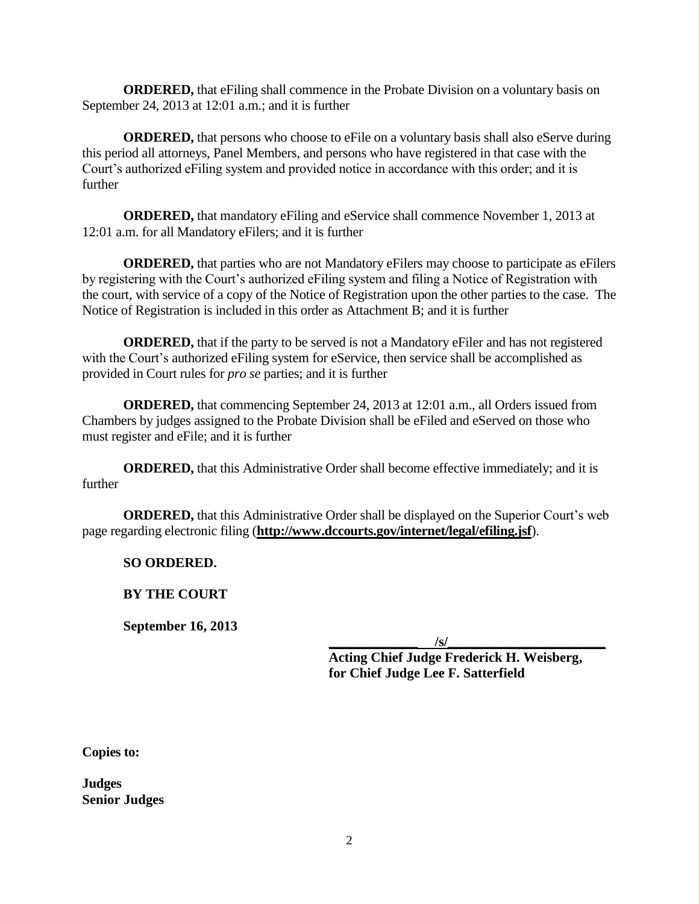**ORDERED,** that eFiling shall commence in the Probate Division on a voluntary basis on September 24, 2013 at 12:01 a.m.; and it is further

**ORDERED,** that persons who choose to eFile on a voluntary basis shall also eServe during this period all attorneys, Panel Members, and persons who have registered in that case with the Court's authorized eFiling system and provided notice in accordance with this order; and it is further

**ORDERED,** that mandatory eFiling and eService shall commence November 1, 2013 at 12:01 a.m. for all Mandatory eFilers; and it is further

**ORDERED,** that parties who are not Mandatory eFilers may choose to participate as eFilers by registering with the Court's authorized eFiling system and filing a Notice of Registration with the court, with service of a copy of the Notice of Registration upon the other parties to the case. The Notice of Registration is included in this order as Attachment B; and it is further

**ORDERED,** that if the party to be served is not a Mandatory eFiler and has not registered with the Court's authorized eFiling system for eService, then service shall be accomplished as provided in Court rules for *pro se* parties; and it is further

**ORDERED,** that commencing September 24, 2013 at 12:01 a.m., all Orders issued from Chambers by judges assigned to the Probate Division shall be eFiled and eServed on those who must register and eFile; and it is further

**ORDERED,** that this Administrative Order shall become effective immediately; and it is further

**ORDERED,** that this Administrative Order shall be displayed on the Superior Court's web page regarding electronic filing (**http://www.dccourts.gov/internet/legal/efiling.jsf**).

**SO ORDERED.**

**BY THE COURT**

**September 16, 2013**

/s/

**Acting Chief Judge Frederick H. Weisberg,**
**for Chief Judge Lee F. Satterfield**

**Copies to:**

**Judges**
**Senior Judges**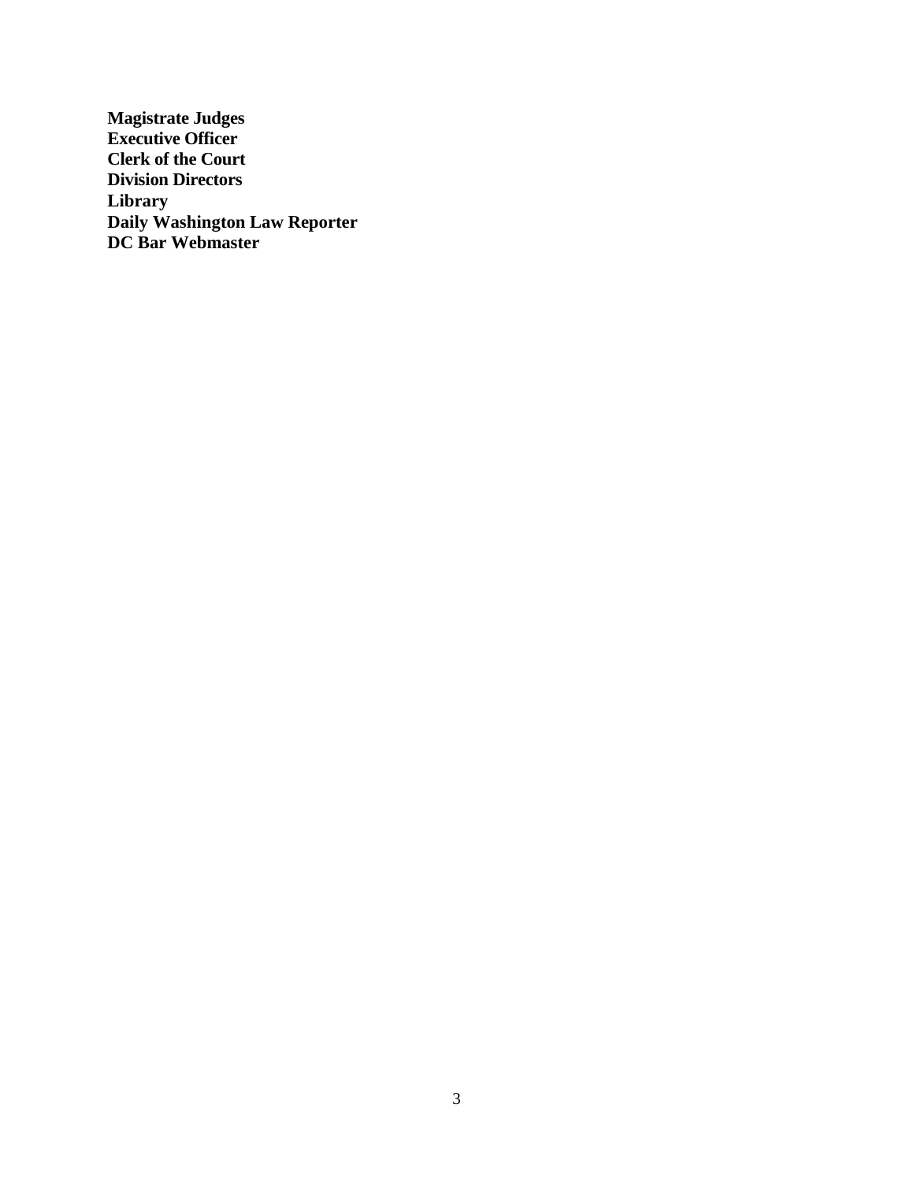**Magistrate Judges**
**Executive Officer**
**Clerk of the Court**
**Division Directors**
**Library**
**Daily Washington Law Reporter**
**DC Bar Webmaster**